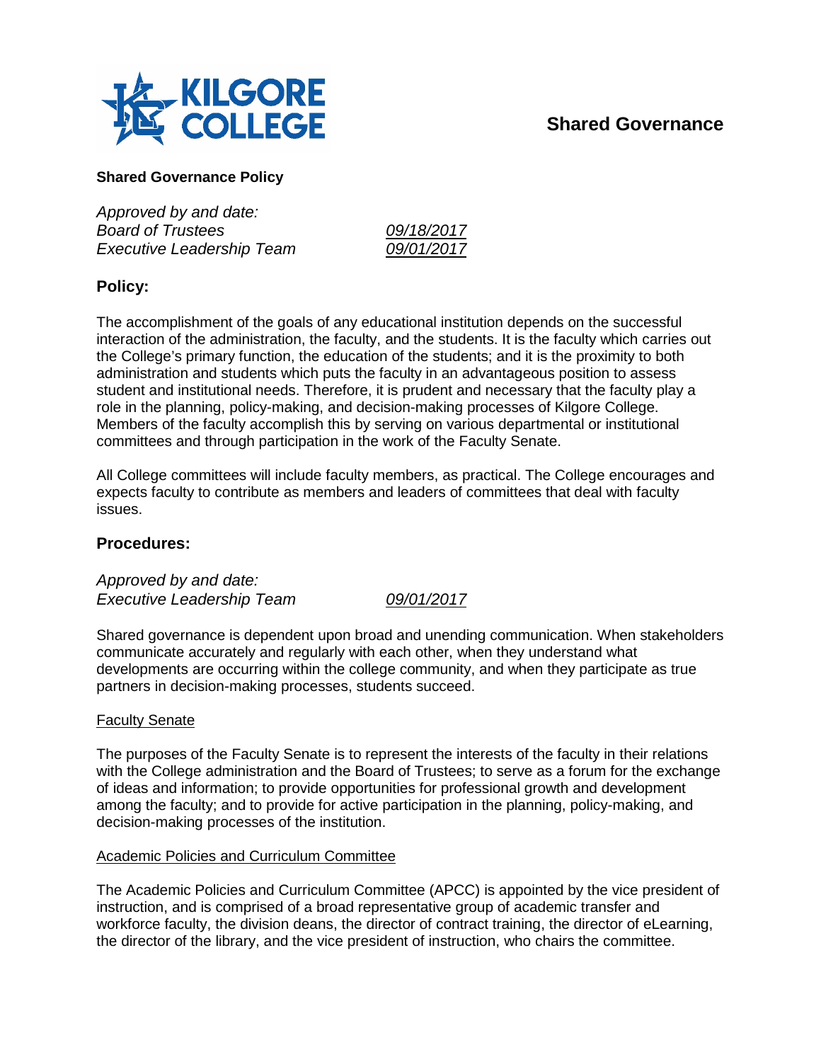# Shared Governance

**Shared Governance Policy**

*Approved by and date:*
*Board of Trustees* *09/18/2017*
*Executive Leadership Team* *09/01/2017*

## Policy:

The accomplishment of the goals of any educational institution depends on the successful interaction of the administration, the faculty, and the students. It is the faculty which carries out the College's primary function, the education of the students; and it is the proximity to both administration and students which puts the faculty in an advantageous position to assess student and institutional needs. Therefore, it is prudent and necessary that the faculty play a role in the planning, policy-making, and decision-making processes of Kilgore College. Members of the faculty accomplish this by serving on various departmental or institutional committees and through participation in the work of the Faculty Senate.

All College committees will include faculty members, as practical. The College encourages and expects faculty to contribute as members and leaders of committees that deal with faculty issues.

## Procedures:

*Approved by and date:*
*Executive Leadership Team* *09/01/2017*

Shared governance is dependent upon broad and unending communication. When stakeholders communicate accurately and regularly with each other, when they understand what developments are occurring within the college community, and when they participate as true partners in decision-making processes, students succeed.

### Faculty Senate

The purposes of the Faculty Senate is to represent the interests of the faculty in their relations with the College administration and the Board of Trustees; to serve as a forum for the exchange of ideas and information; to provide opportunities for professional growth and development among the faculty; and to provide for active participation in the planning, policy-making, and decision-making processes of the institution.

### Academic Policies and Curriculum Committee

The Academic Policies and Curriculum Committee (APCC) is appointed by the vice president of instruction, and is comprised of a broad representative group of academic transfer and workforce faculty, the division deans, the director of contract training, the director of eLearning, the director of the library, and the vice president of instruction, who chairs the committee.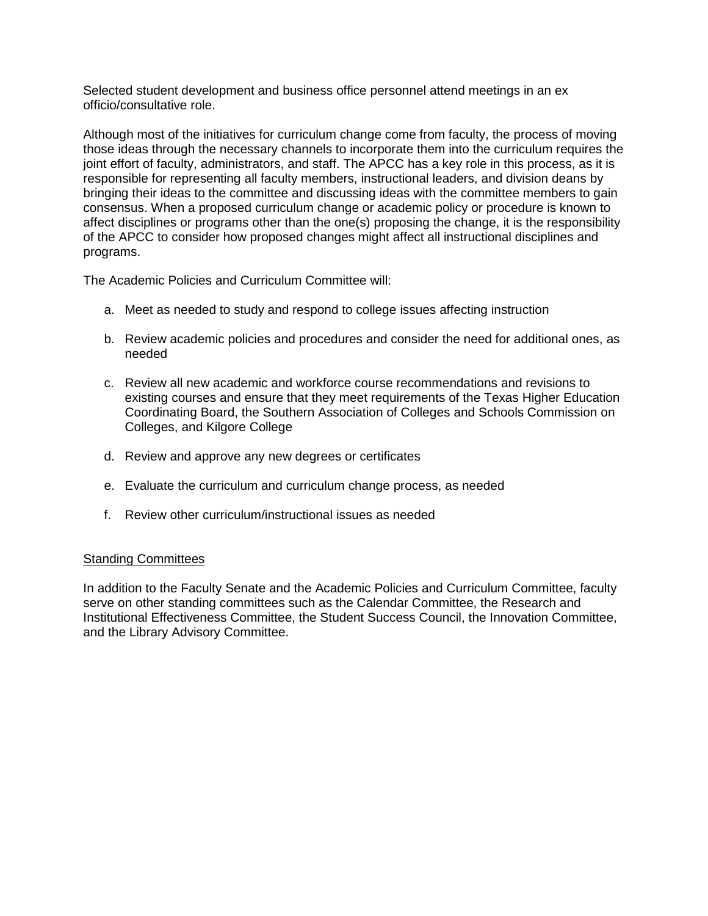Selected student development and business office personnel attend meetings in an ex officio/consultative role.

Although most of the initiatives for curriculum change come from faculty, the process of moving those ideas through the necessary channels to incorporate them into the curriculum requires the joint effort of faculty, administrators, and staff. The APCC has a key role in this process, as it is responsible for representing all faculty members, instructional leaders, and division deans by bringing their ideas to the committee and discussing ideas with the committee members to gain consensus. When a proposed curriculum change or academic policy or procedure is known to affect disciplines or programs other than the one(s) proposing the change, it is the responsibility of the APCC to consider how proposed changes might affect all instructional disciplines and programs.

The Academic Policies and Curriculum Committee will:

a. Meet as needed to study and respond to college issues affecting instruction

b. Review academic policies and procedures and consider the need for additional ones, as needed

c. Review all new academic and workforce course recommendations and revisions to existing courses and ensure that they meet requirements of the Texas Higher Education Coordinating Board, the Southern Association of Colleges and Schools Commission on Colleges, and Kilgore College

d. Review and approve any new degrees or certificates

e. Evaluate the curriculum and curriculum change process, as needed

f. Review other curriculum/instructional issues as needed

<u>Standing Committees</u>

In addition to the Faculty Senate and the Academic Policies and Curriculum Committee, faculty serve on other standing committees such as the Calendar Committee, the Research and Institutional Effectiveness Committee, the Student Success Council, the Innovation Committee, and the Library Advisory Committee.